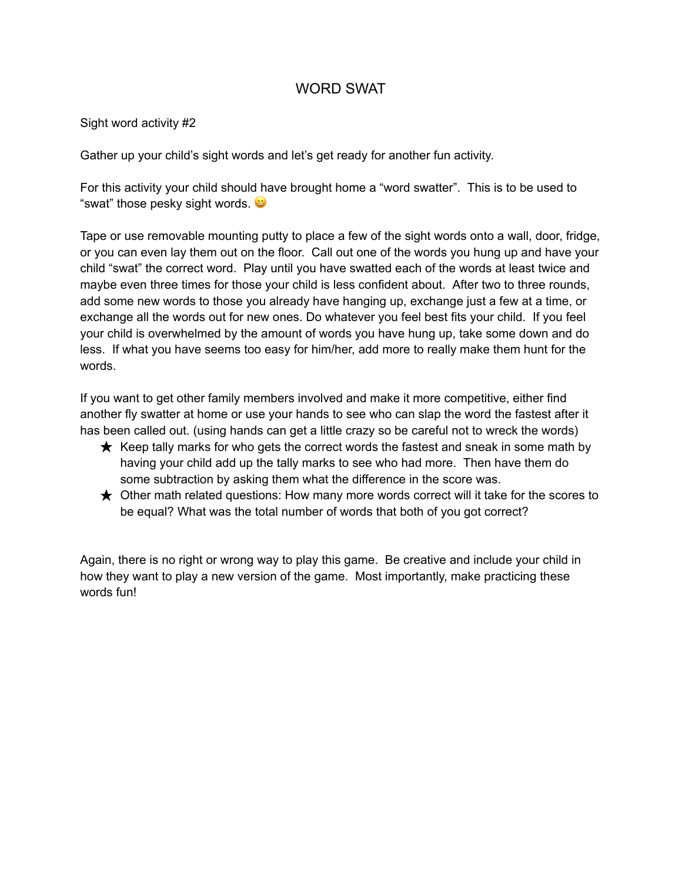# WORD SWAT

Sight word activity #2

Gather up your child's sight words and let's get ready for another fun activity.

For this activity your child should have brought home a "word swatter". This is to be used to "swat" those pesky sight words. 😀

Tape or use removable mounting putty to place a few of the sight words onto a wall, door, fridge, or you can even lay them out on the floor. Call out one of the words you hung up and have your child "swat" the correct word. Play until you have swatted each of the words at least twice and maybe even three times for those your child is less confident about. After two to three rounds, add some new words to those you already have hanging up, exchange just a few at a time, or exchange all the words out for new ones. Do whatever you feel best fits your child. If you feel your child is overwhelmed by the amount of words you have hung up, take some down and do less. If what you have seems too easy for him/her, add more to really make them hunt for the words.

If you want to get other family members involved and make it more competitive, either find another fly swatter at home or use your hands to see who can slap the word the fastest after it has been called out. (using hands can get a little crazy so be careful not to wreck the words)

- ★ Keep tally marks for who gets the correct words the fastest and sneak in some math by having your child add up the tally marks to see who had more. Then have them do some subtraction by asking them what the difference in the score was.
- ★ Other math related questions: How many more words correct will it take for the scores to be equal? What was the total number of words that both of you got correct?

Again, there is no right or wrong way to play this game. Be creative and include your child in how they want to play a new version of the game. Most importantly, make practicing these words fun!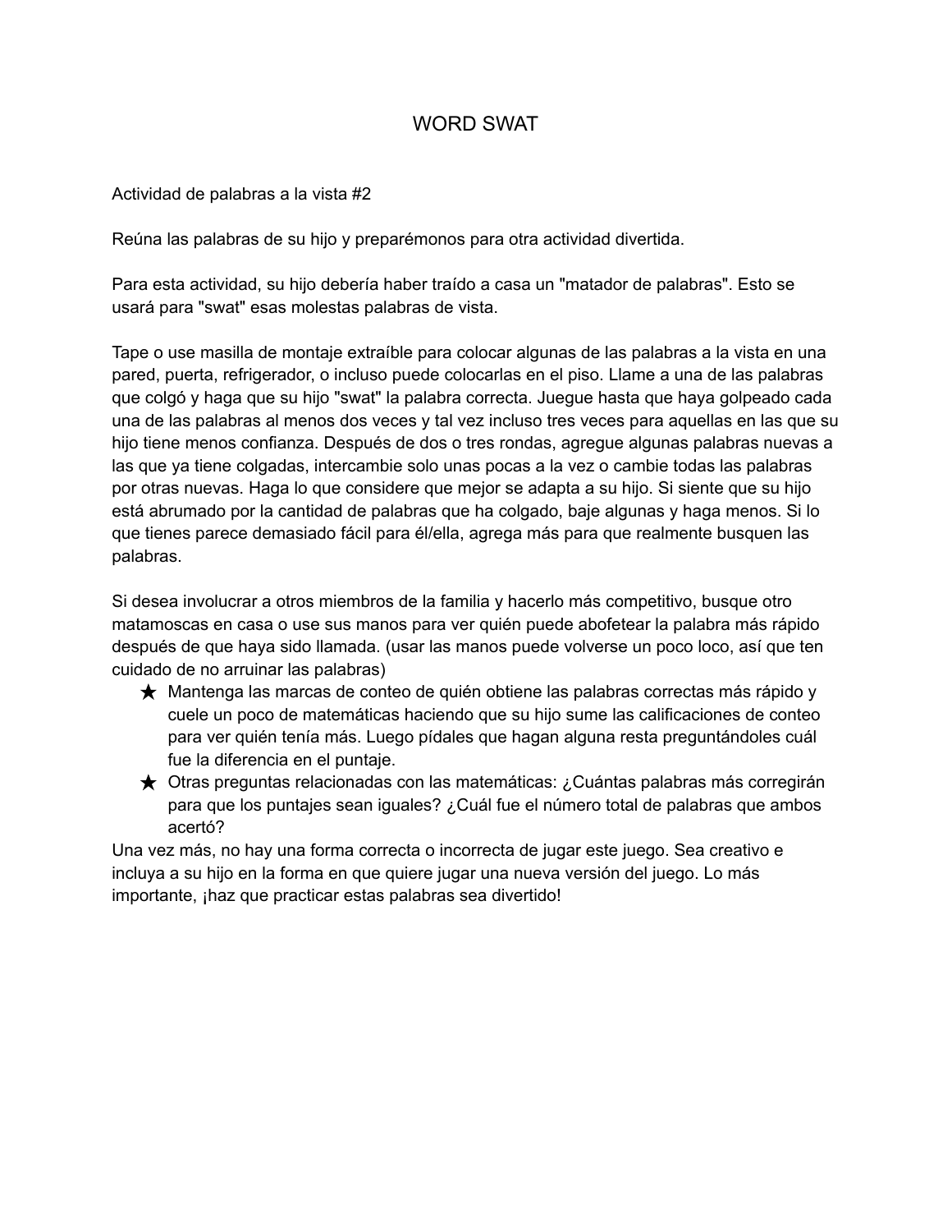# WORD SWAT

Actividad de palabras a la vista #2

Reúna las palabras de su hijo y preparémonos para otra actividad divertida.

Para esta actividad, su hijo debería haber traído a casa un "matador de palabras". Esto se usará para "swat" esas molestas palabras de vista.

Tape o use masilla de montaje extraíble para colocar algunas de las palabras a la vista en una pared, puerta, refrigerador, o incluso puede colocarlas en el piso. Llame a una de las palabras que colgó y haga que su hijo "swat" la palabra correcta. Juegue hasta que haya golpeado cada una de las palabras al menos dos veces y tal vez incluso tres veces para aquellas en las que su hijo tiene menos confianza. Después de dos o tres rondas, agregue algunas palabras nuevas a las que ya tiene colgadas, intercambie solo unas pocas a la vez o cambie todas las palabras por otras nuevas. Haga lo que considere que mejor se adapta a su hijo. Si siente que su hijo está abrumado por la cantidad de palabras que ha colgado, baje algunas y haga menos. Si lo que tienes parece demasiado fácil para él/ella, agrega más para que realmente busquen las palabras.

Si desea involucrar a otros miembros de la familia y hacerlo más competitivo, busque otro matamoscas en casa o use sus manos para ver quién puede abofetear la palabra más rápido después de que haya sido llamada. (usar las manos puede volverse un poco loco, así que ten cuidado de no arruinar las palabras)

- ★ Mantenga las marcas de conteo de quién obtiene las palabras correctas más rápido y cuele un poco de matemáticas haciendo que su hijo sume las calificaciones de conteo para ver quién tenía más. Luego pídales que hagan alguna resta preguntándoles cuál fue la diferencia en el puntaje.
- ★ Otras preguntas relacionadas con las matemáticas: ¿Cuántas palabras más corregirán para que los puntajes sean iguales? ¿Cuál fue el número total de palabras que ambos acertó?

Una vez más, no hay una forma correcta o incorrecta de jugar este juego. Sea creativo e incluya a su hijo en la forma en que quiere jugar una nueva versión del juego. Lo más importante, ¡haz que practicar estas palabras sea divertido!